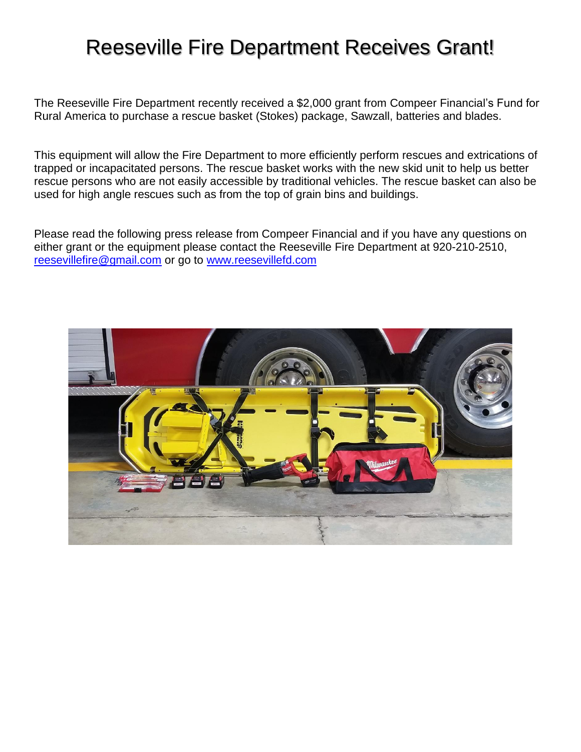# Reeseville Fire Department Receives Grant!

The Reeseville Fire Department recently received a $2,000 grant from Compeer Financial's Fund for Rural America to purchase a rescue basket (Stokes) package, Sawzall, batteries and blades.

This equipment will allow the Fire Department to more efficiently perform rescues and extrications of trapped or incapacitated persons. The rescue basket works with the new skid unit to help us better rescue persons who are not easily accessible by traditional vehicles. The rescue basket can also be used for high angle rescues such as from the top of grain bins and buildings.

Please read the following press release from Compeer Financial and if you have any questions on either grant or the equipment please contact the Reeseville Fire Department at 920-210-2510, [reesevillefire@gmail.com](mailto:reesevillefire@gmail.com) or go to [www.reesevillefd.com](http://www.reesevillefd.com)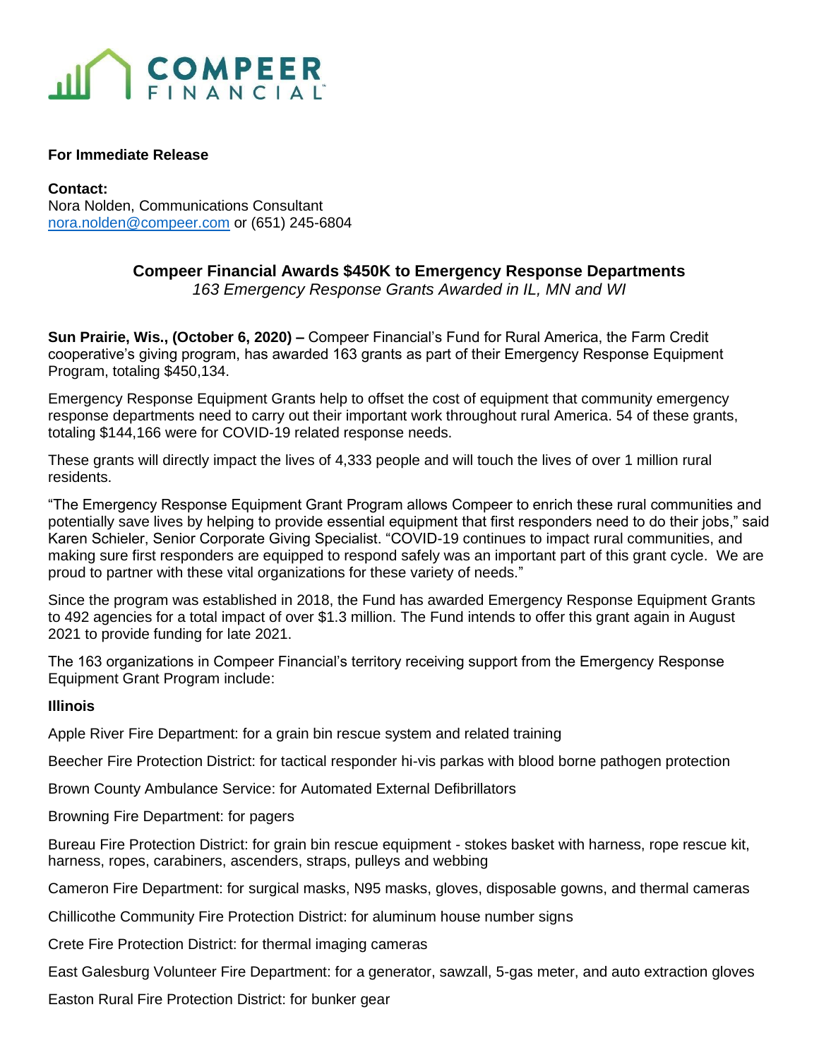**COMPEER FINANCIAL**

**For Immediate Release**

**Contact:**
Nora Nolden, Communications Consultant
nora.nolden@compeer.com or (651) 245-6804

## Compeer Financial Awards $450K to Emergency Response Departments

*163 Emergency Response Grants Awarded in IL, MN and WI*

**Sun Prairie, Wis., (October 6, 2020) –** Compeer Financial's Fund for Rural America, the Farm Credit cooperative's giving program, has awarded 163 grants as part of their Emergency Response Equipment Program, totaling $450,134.

Emergency Response Equipment Grants help to offset the cost of equipment that community emergency response departments need to carry out their important work throughout rural America. 54 of these grants, totaling $144,166 were for COVID-19 related response needs.

These grants will directly impact the lives of 4,333 people and will touch the lives of over 1 million rural residents.

"The Emergency Response Equipment Grant Program allows Compeer to enrich these rural communities and potentially save lives by helping to provide essential equipment that first responders need to do their jobs," said Karen Schieler, Senior Corporate Giving Specialist. "COVID-19 continues to impact rural communities, and making sure first responders are equipped to respond safely was an important part of this grant cycle. We are proud to partner with these vital organizations for these variety of needs."

Since the program was established in 2018, the Fund has awarded Emergency Response Equipment Grants to 492 agencies for a total impact of over $1.3 million. The Fund intends to offer this grant again in August 2021 to provide funding for late 2021.

The 163 organizations in Compeer Financial's territory receiving support from the Emergency Response Equipment Grant Program include:

**Illinois**

Apple River Fire Department: for a grain bin rescue system and related training

Beecher Fire Protection District: for tactical responder hi-vis parkas with blood borne pathogen protection

Brown County Ambulance Service: for Automated External Defibrillators

Browning Fire Department: for pagers

Bureau Fire Protection District: for grain bin rescue equipment - stokes basket with harness, rope rescue kit, harness, ropes, carabiners, ascenders, straps, pulleys and webbing

Cameron Fire Department: for surgical masks, N95 masks, gloves, disposable gowns, and thermal cameras

Chillicothe Community Fire Protection District: for aluminum house number signs

Crete Fire Protection District: for thermal imaging cameras

East Galesburg Volunteer Fire Department: for a generator, sawzall, 5-gas meter, and auto extraction gloves

Easton Rural Fire Protection District: for bunker gear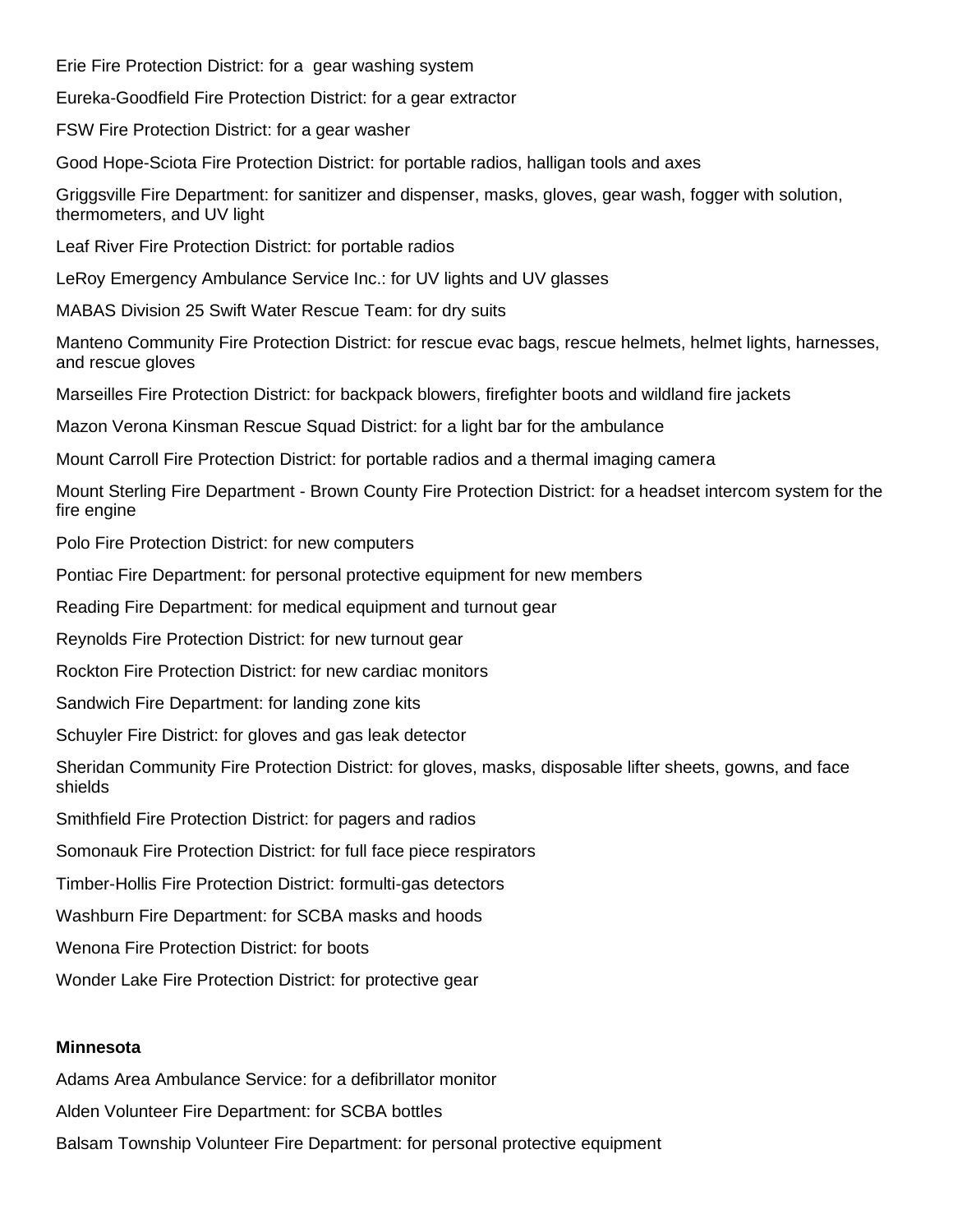Erie Fire Protection District: for a  gear washing system

Eureka-Goodfield Fire Protection District: for a gear extractor

FSW Fire Protection District: for a gear washer

Good Hope-Sciota Fire Protection District: for portable radios, halligan tools and axes

Griggsville Fire Department: for sanitizer and dispenser, masks, gloves, gear wash, fogger with solution, thermometers, and UV light

Leaf River Fire Protection District: for portable radios

LeRoy Emergency Ambulance Service Inc.: for UV lights and UV glasses

MABAS Division 25 Swift Water Rescue Team: for dry suits

Manteno Community Fire Protection District: for rescue evac bags, rescue helmets, helmet lights, harnesses, and rescue gloves

Marseilles Fire Protection District: for backpack blowers, firefighter boots and wildland fire jackets

Mazon Verona Kinsman Rescue Squad District: for a light bar for the ambulance

Mount Carroll Fire Protection District: for portable radios and a thermal imaging camera

Mount Sterling Fire Department - Brown County Fire Protection District: for a headset intercom system for the fire engine

Polo Fire Protection District: for new computers

Pontiac Fire Department: for personal protective equipment for new members

Reading Fire Department: for medical equipment and turnout gear

Reynolds Fire Protection District: for new turnout gear

Rockton Fire Protection District: for new cardiac monitors

Sandwich Fire Department: for landing zone kits

Schuyler Fire District: for gloves and gas leak detector

Sheridan Community Fire Protection District: for gloves, masks, disposable lifter sheets, gowns, and face shields

Smithfield Fire Protection District: for pagers and radios

Somonauk Fire Protection District: for full face piece respirators

Timber-Hollis Fire Protection District: formulti-gas detectors

Washburn Fire Department: for SCBA masks and hoods

Wenona Fire Protection District: for boots

Wonder Lake Fire Protection District: for protective gear

**Minnesota**

Adams Area Ambulance Service: for a defibrillator monitor

Alden Volunteer Fire Department: for SCBA bottles

Balsam Township Volunteer Fire Department: for personal protective equipment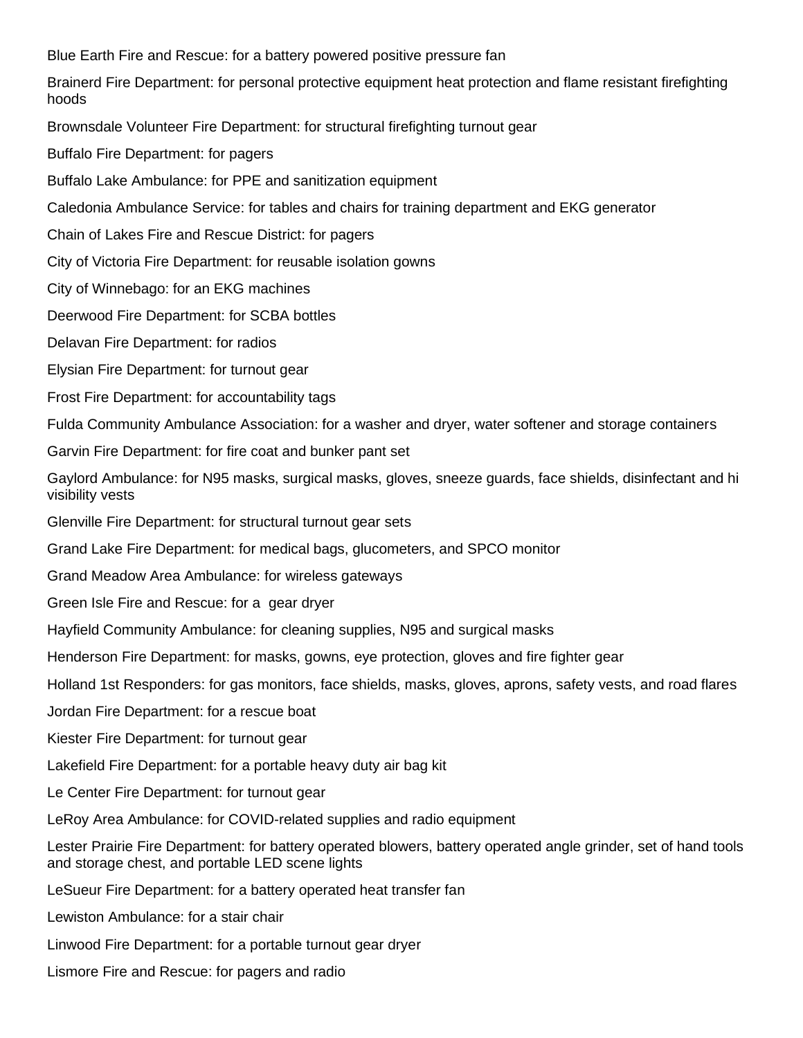Blue Earth Fire and Rescue: for a battery powered positive pressure fan

Brainerd Fire Department: for personal protective equipment heat protection and flame resistant firefighting hoods

Brownsdale Volunteer Fire Department: for structural firefighting turnout gear

Buffalo Fire Department: for pagers

Buffalo Lake Ambulance: for PPE and sanitization equipment

Caledonia Ambulance Service: for tables and chairs for training department and EKG generator

Chain of Lakes Fire and Rescue District: for pagers

City of Victoria Fire Department: for reusable isolation gowns

City of Winnebago: for an EKG machines

Deerwood Fire Department: for SCBA bottles

Delavan Fire Department: for radios

Elysian Fire Department: for turnout gear

Frost Fire Department: for accountability tags

Fulda Community Ambulance Association: for a washer and dryer, water softener and storage containers

Garvin Fire Department: for fire coat and bunker pant set

Gaylord Ambulance: for N95 masks, surgical masks, gloves, sneeze guards, face shields, disinfectant and hi visibility vests

Glenville Fire Department: for structural turnout gear sets

Grand Lake Fire Department: for medical bags, glucometers, and SPCO monitor

Grand Meadow Area Ambulance: for wireless gateways

Green Isle Fire and Rescue: for a gear dryer

Hayfield Community Ambulance: for cleaning supplies, N95 and surgical masks

Henderson Fire Department: for masks, gowns, eye protection, gloves and fire fighter gear

Holland 1st Responders: for gas monitors, face shields, masks, gloves, aprons, safety vests, and road flares

Jordan Fire Department: for a rescue boat

Kiester Fire Department: for turnout gear

Lakefield Fire Department: for a portable heavy duty air bag kit

Le Center Fire Department: for turnout gear

LeRoy Area Ambulance: for COVID-related supplies and radio equipment

Lester Prairie Fire Department: for battery operated blowers, battery operated angle grinder, set of hand tools and storage chest, and portable LED scene lights

LeSueur Fire Department: for a battery operated heat transfer fan

Lewiston Ambulance: for a stair chair

Linwood Fire Department: for a portable turnout gear dryer

Lismore Fire and Rescue: for pagers and radio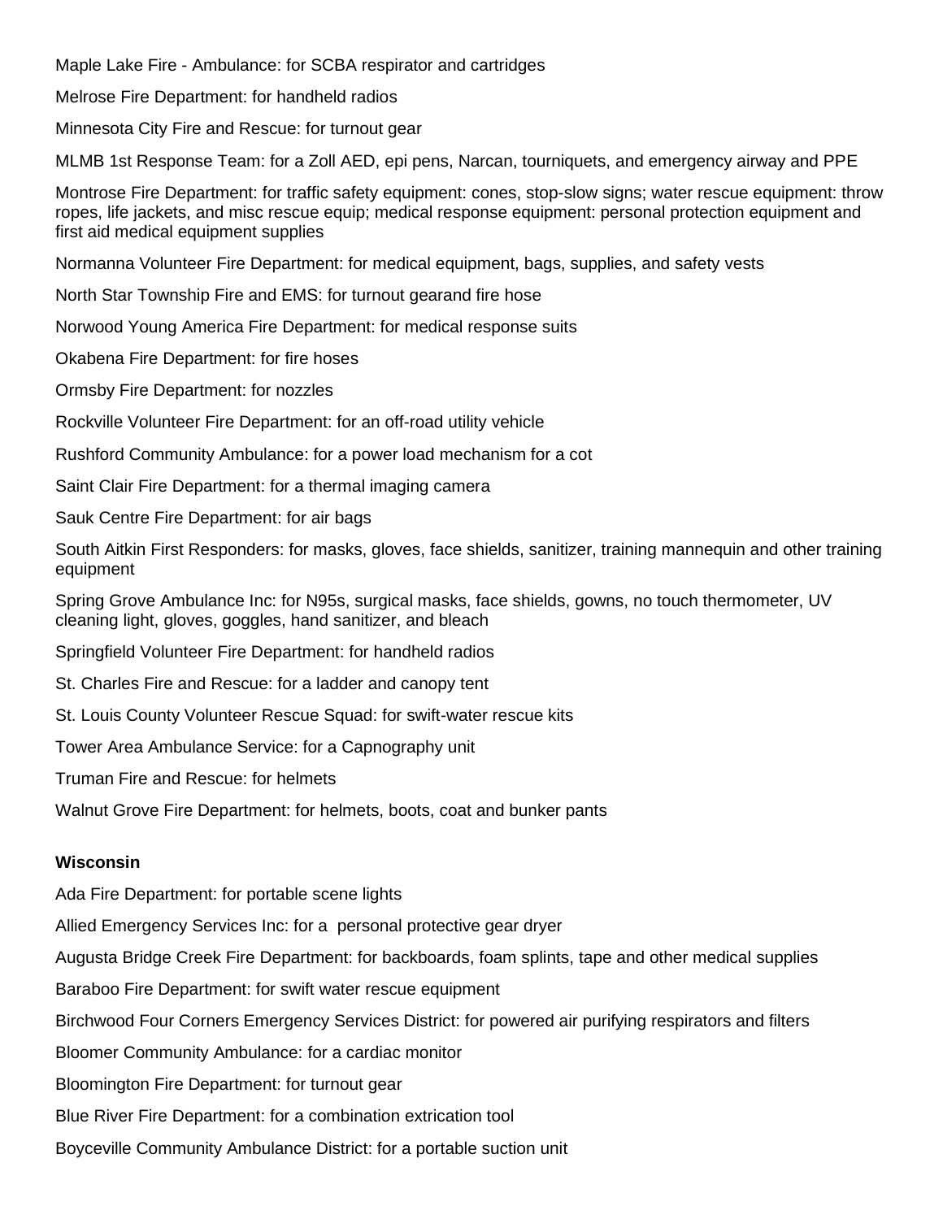Maple Lake Fire - Ambulance: for SCBA respirator and cartridges

Melrose Fire Department: for handheld radios

Minnesota City Fire and Rescue: for turnout gear

MLMB 1st Response Team: for a Zoll AED, epi pens, Narcan, tourniquets, and emergency airway and PPE

Montrose Fire Department: for traffic safety equipment: cones, stop-slow signs; water rescue equipment: throw ropes, life jackets, and misc rescue equip; medical response equipment: personal protection equipment and first aid medical equipment supplies

Normanna Volunteer Fire Department: for medical equipment, bags, supplies, and safety vests

North Star Township Fire and EMS: for turnout gearand fire hose

Norwood Young America Fire Department: for medical response suits

Okabena Fire Department: for fire hoses

Ormsby Fire Department: for nozzles

Rockville Volunteer Fire Department: for an off-road utility vehicle

Rushford Community Ambulance: for a power load mechanism for a cot

Saint Clair Fire Department: for a thermal imaging camera

Sauk Centre Fire Department: for air bags

South Aitkin First Responders: for masks, gloves, face shields, sanitizer, training mannequin and other training equipment

Spring Grove Ambulance Inc: for N95s, surgical masks, face shields, gowns, no touch thermometer, UV cleaning light, gloves, goggles, hand sanitizer, and bleach

Springfield Volunteer Fire Department: for handheld radios

St. Charles Fire and Rescue: for a ladder and canopy tent

St. Louis County Volunteer Rescue Squad: for swift-water rescue kits

Tower Area Ambulance Service: for a Capnography unit

Truman Fire and Rescue: for helmets

Walnut Grove Fire Department: for helmets, boots, coat and bunker pants

**Wisconsin**

Ada Fire Department: for portable scene lights

Allied Emergency Services Inc: for a personal protective gear dryer

Augusta Bridge Creek Fire Department: for backboards, foam splints, tape and other medical supplies

Baraboo Fire Department: for swift water rescue equipment

Birchwood Four Corners Emergency Services District: for powered air purifying respirators and filters

Bloomer Community Ambulance: for a cardiac monitor

Bloomington Fire Department: for turnout gear

Blue River Fire Department: for a combination extrication tool

Boyceville Community Ambulance District: for a portable suction unit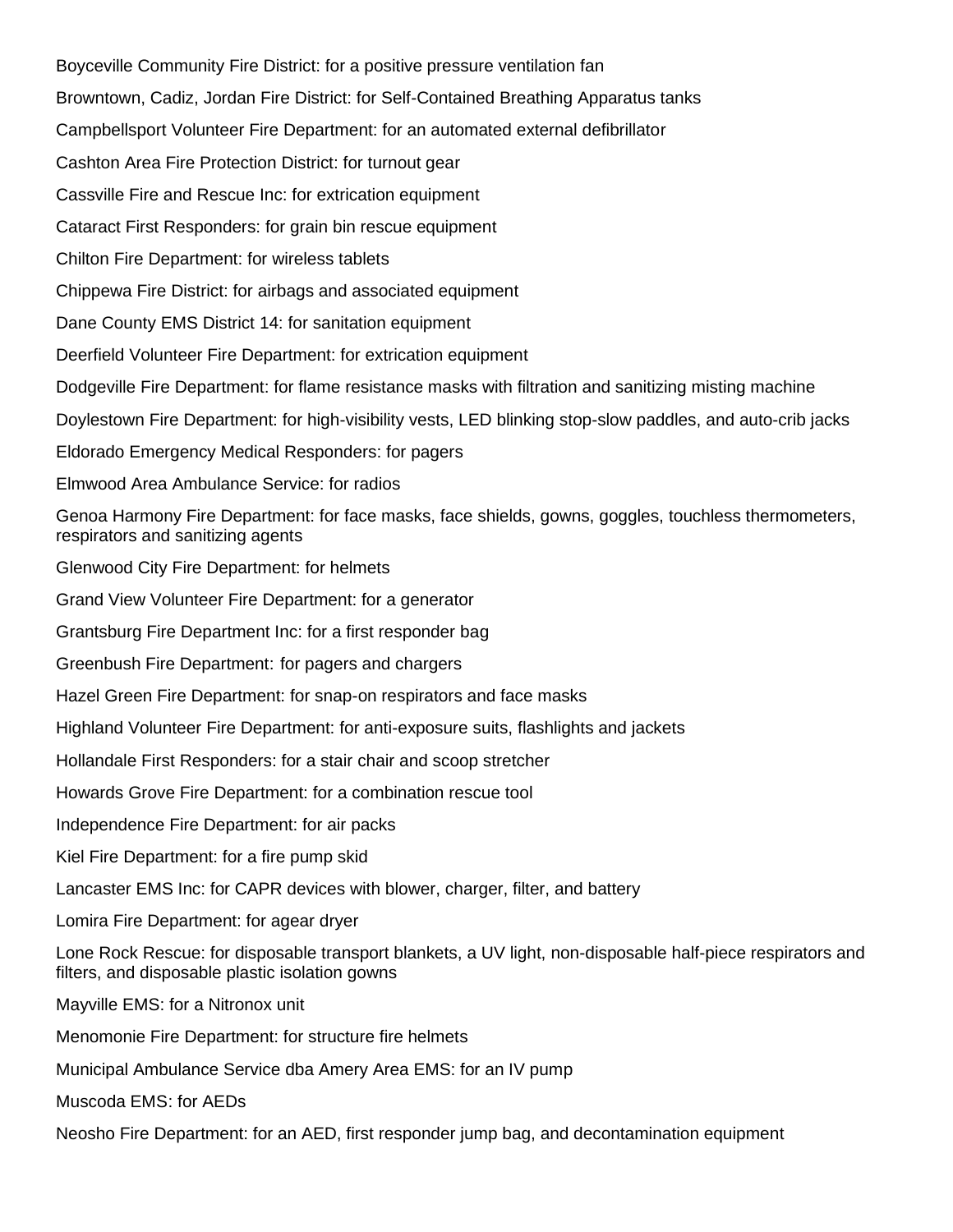Boyceville Community Fire District: for a positive pressure ventilation fan

Browntown, Cadiz, Jordan Fire District: for Self-Contained Breathing Apparatus tanks

Campbellsport Volunteer Fire Department: for an automated external defibrillator

Cashton Area Fire Protection District: for turnout gear

Cassville Fire and Rescue Inc: for extrication equipment

Cataract First Responders: for grain bin rescue equipment

Chilton Fire Department: for wireless tablets

Chippewa Fire District: for airbags and associated equipment

Dane County EMS District 14: for sanitation equipment

Deerfield Volunteer Fire Department: for extrication equipment

Dodgeville Fire Department: for flame resistance masks with filtration and sanitizing misting machine

Doylestown Fire Department: for high-visibility vests, LED blinking stop-slow paddles, and auto-crib jacks

Eldorado Emergency Medical Responders: for pagers

Elmwood Area Ambulance Service: for radios

Genoa Harmony Fire Department: for face masks, face shields, gowns, goggles, touchless thermometers, respirators and sanitizing agents

Glenwood City Fire Department: for helmets

Grand View Volunteer Fire Department: for a generator

Grantsburg Fire Department Inc: for a first responder bag

Greenbush Fire Department: for pagers and chargers

Hazel Green Fire Department: for snap-on respirators and face masks

Highland Volunteer Fire Department: for anti-exposure suits, flashlights and jackets

Hollandale First Responders: for a stair chair and scoop stretcher

Howards Grove Fire Department: for a combination rescue tool

Independence Fire Department: for air packs

Kiel Fire Department: for a fire pump skid

Lancaster EMS Inc: for CAPR devices with blower, charger, filter, and battery

Lomira Fire Department: for agear dryer

Lone Rock Rescue: for disposable transport blankets, a UV light, non-disposable half-piece respirators and filters, and disposable plastic isolation gowns

Mayville EMS: for a Nitronox unit

Menomonie Fire Department: for structure fire helmets

Municipal Ambulance Service dba Amery Area EMS: for an IV pump

Muscoda EMS: for AEDs

Neosho Fire Department: for an AED, first responder jump bag, and decontamination equipment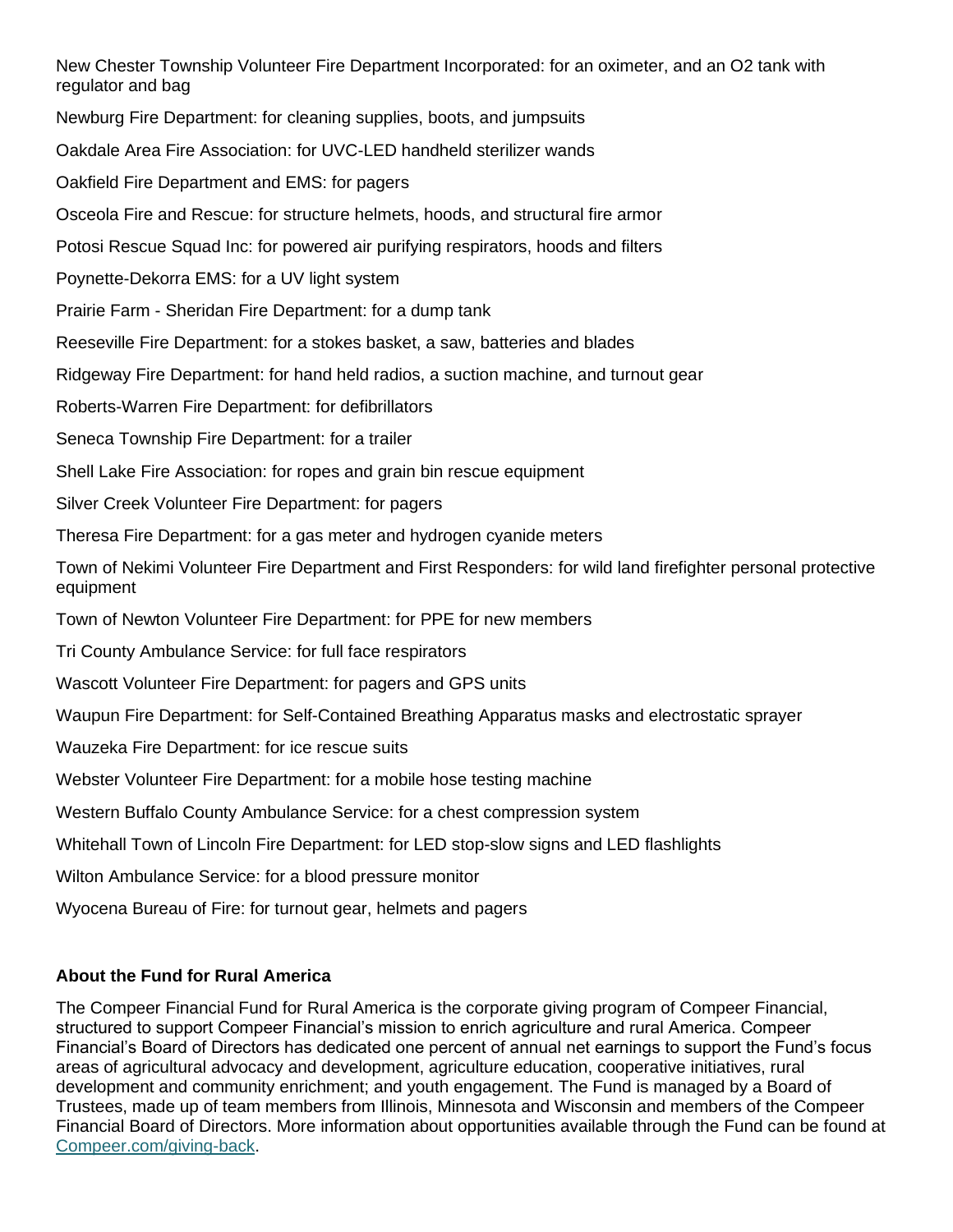New Chester Township Volunteer Fire Department Incorporated: for an oximeter, and an O2 tank with regulator and bag

Newburg Fire Department: for cleaning supplies, boots, and jumpsuits

Oakdale Area Fire Association: for UVC-LED handheld sterilizer wands

Oakfield Fire Department and EMS: for pagers

Osceola Fire and Rescue: for structure helmets, hoods, and structural fire armor

Potosi Rescue Squad Inc: for powered air purifying respirators, hoods and filters

Poynette-Dekorra EMS: for a UV light system

Prairie Farm - Sheridan Fire Department: for a dump tank

Reeseville Fire Department: for a stokes basket, a saw, batteries and blades

Ridgeway Fire Department: for hand held radios, a suction machine, and turnout gear

Roberts-Warren Fire Department: for defibrillators

Seneca Township Fire Department: for a trailer

Shell Lake Fire Association: for ropes and grain bin rescue equipment

Silver Creek Volunteer Fire Department: for pagers

Theresa Fire Department: for a gas meter and hydrogen cyanide meters

Town of Nekimi Volunteer Fire Department and First Responders: for wild land firefighter personal protective equipment

Town of Newton Volunteer Fire Department: for PPE for new members

Tri County Ambulance Service: for full face respirators

Wascott Volunteer Fire Department: for pagers and GPS units

Waupun Fire Department: for Self-Contained Breathing Apparatus masks and electrostatic sprayer

Wauzeka Fire Department: for ice rescue suits

Webster Volunteer Fire Department: for a mobile hose testing machine

Western Buffalo County Ambulance Service: for a chest compression system

Whitehall Town of Lincoln Fire Department: for LED stop-slow signs and LED flashlights

Wilton Ambulance Service: for a blood pressure monitor

Wyocena Bureau of Fire: for turnout gear, helmets and pagers

**About the Fund for Rural America**

The Compeer Financial Fund for Rural America is the corporate giving program of Compeer Financial, structured to support Compeer Financial's mission to enrich agriculture and rural America. Compeer Financial's Board of Directors has dedicated one percent of annual net earnings to support the Fund's focus areas of agricultural advocacy and development, agriculture education, cooperative initiatives, rural development and community enrichment; and youth engagement. The Fund is managed by a Board of Trustees, made up of team members from Illinois, Minnesota and Wisconsin and members of the Compeer Financial Board of Directors. More information about opportunities available through the Fund can be found at Compeer.com/giving-back.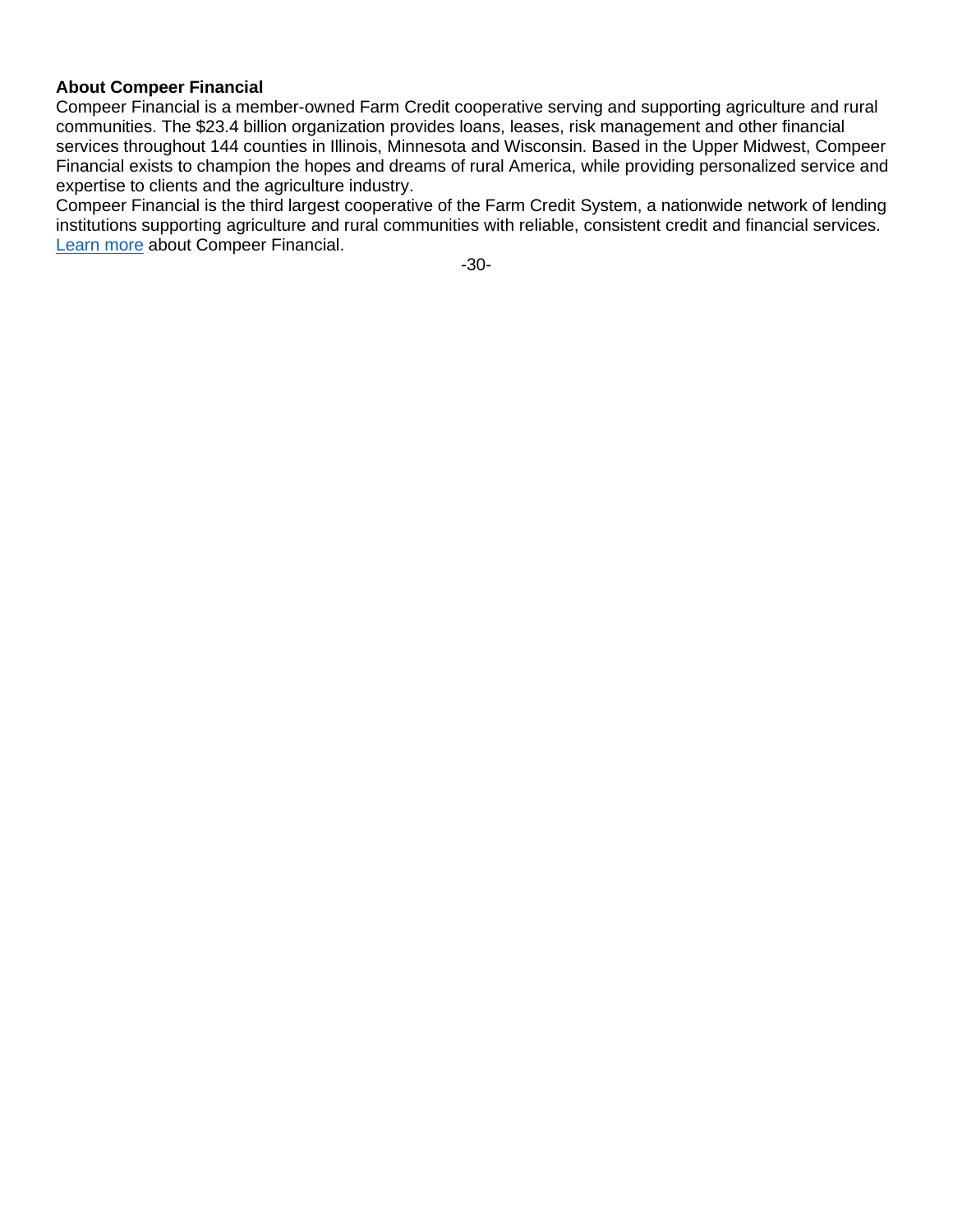**About Compeer Financial**

Compeer Financial is a member-owned Farm Credit cooperative serving and supporting agriculture and rural communities. The $23.4 billion organization provides loans, leases, risk management and other financial services throughout 144 counties in Illinois, Minnesota and Wisconsin. Based in the Upper Midwest, Compeer Financial exists to champion the hopes and dreams of rural America, while providing personalized service and expertise to clients and the agriculture industry.

Compeer Financial is the third largest cooperative of the Farm Credit System, a nationwide network of lending institutions supporting agriculture and rural communities with reliable, consistent credit and financial services. Learn more about Compeer Financial.

-30-